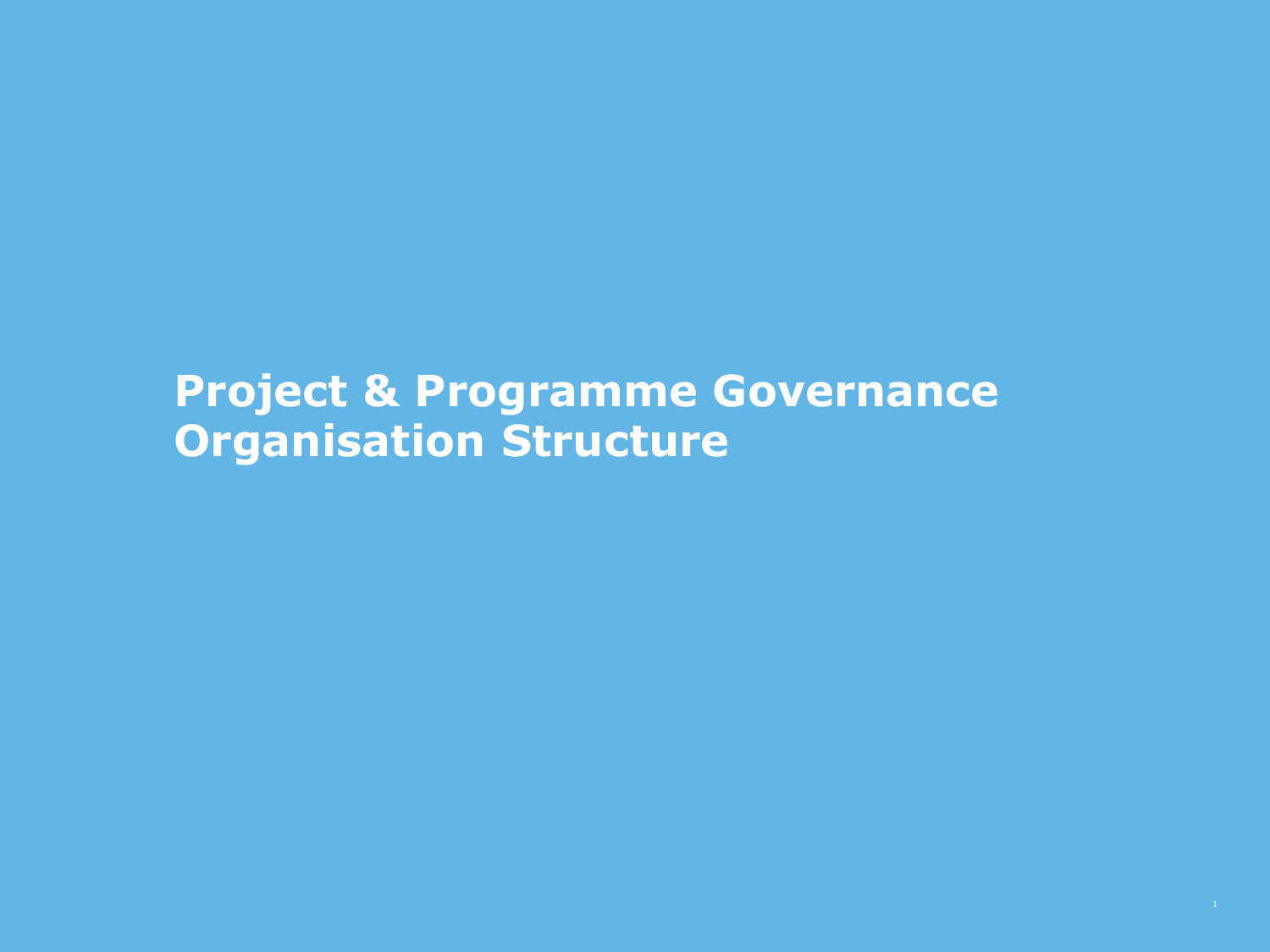# Project & Programme Governance Organisation Structure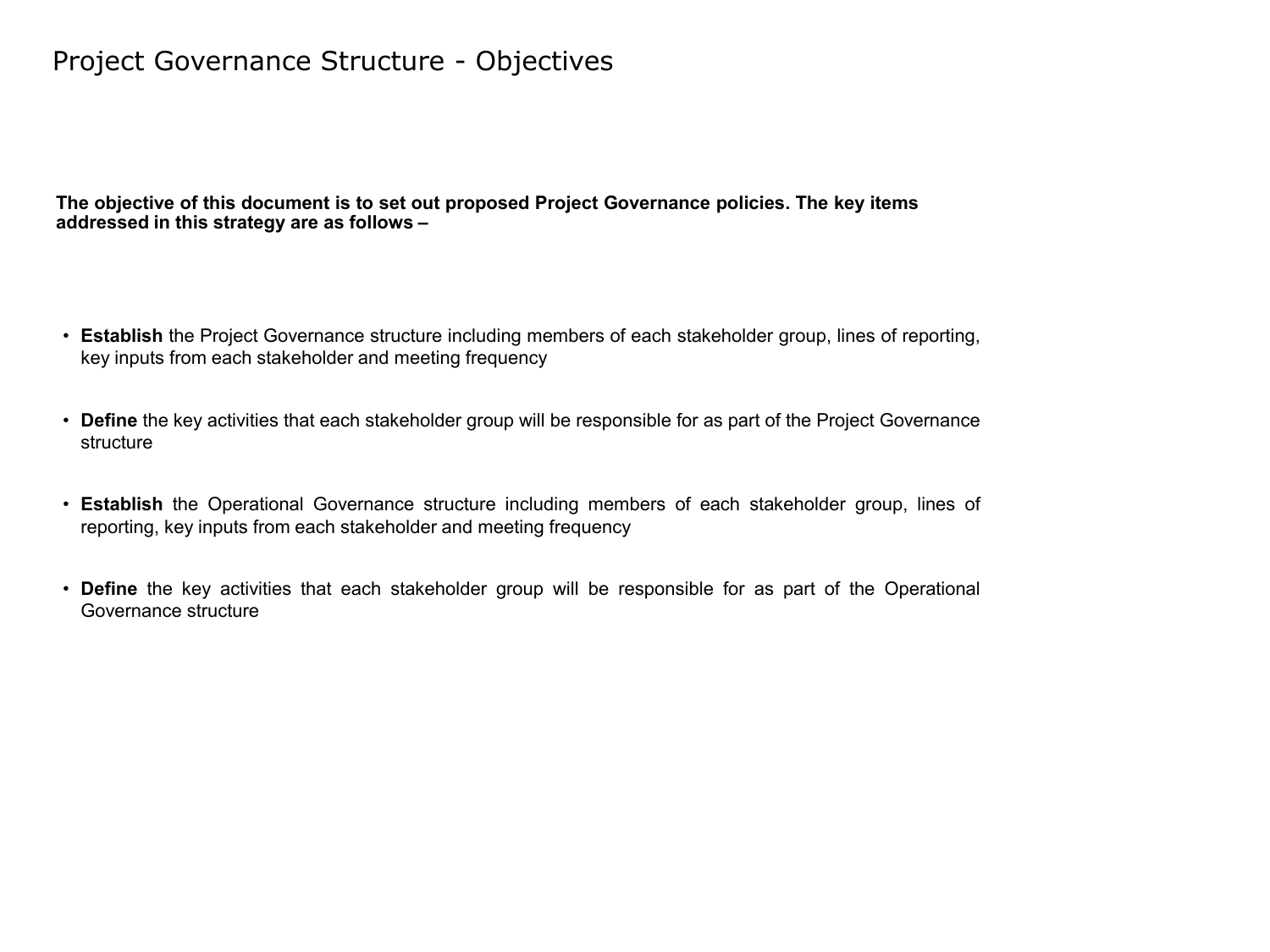# Project Governance Structure - Objectives

**The objective of this document is to set out proposed Project Governance policies. The key items addressed in this strategy are as follows –**

- **Establish** the Project Governance structure including members of each stakeholder group, lines of reporting, key inputs from each stakeholder and meeting frequency
- **Define** the key activities that each stakeholder group will be responsible for as part of the Project Governance structure
- **Establish** the Operational Governance structure including members of each stakeholder group, lines of reporting, key inputs from each stakeholder and meeting frequency
- **Define** the key activities that each stakeholder group will be responsible for as part of the Operational Governance structure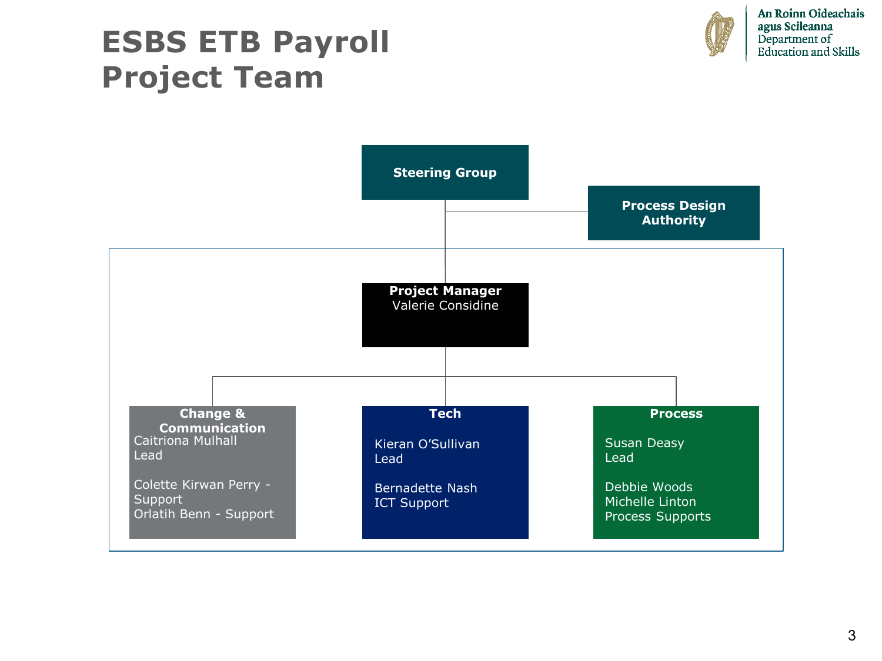# ESBS ETB Payroll Project Team

An Roinn Oideachais agus Scileanna
Department of Education and Skills

**Steering Group**

**Process Design Authority**

**Project Manager**
Valerie Considine

**Change & Communication**
Caitriona Mulhall
Lead

Colette Kirwan Perry - Support
Orlatih Benn - Support

**Tech**

Kieran O'Sullivan
Lead

Bernadette Nash
ICT Support

**Process**

Susan Deasy
Lead

Debbie Woods
Michelle Linton
Process Supports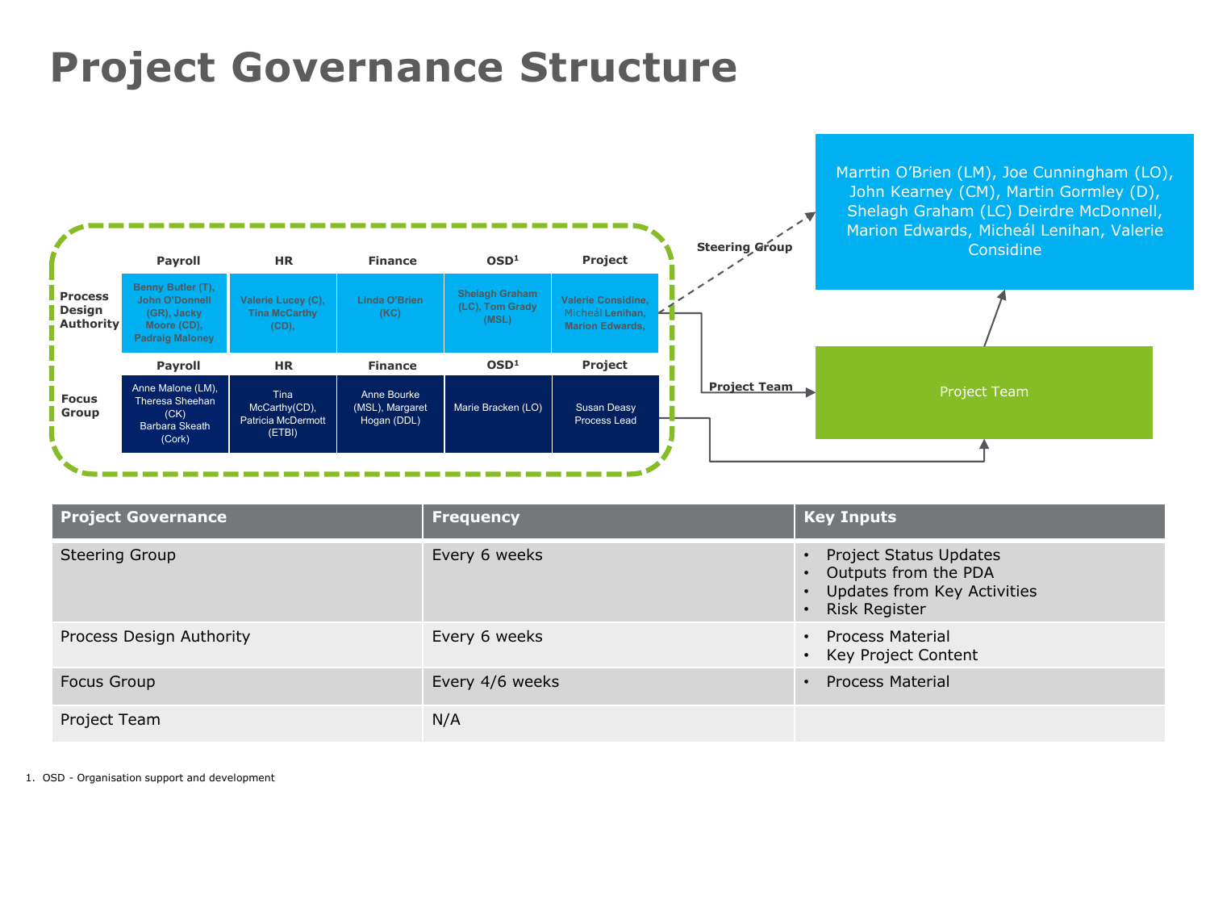# Project Governance Structure

| | Payroll | HR | Finance | OSD[1] | Project |
|---|---|---|---|---|---|
| Process Design Authority | Benny Butler (T), John O'Donnell (GR), Jacky Moore (CD), Padraig Maloney | Valerie Lucey (C), Tina McCarthy (CD), | Linda O'Brien (KC) | Shelagh Graham (LC), Tom Grady (MSL) | Valerie Considine, Micheál Lenihan, Marion Edwards, |

| | Payroll | HR | Finance | OSD[1] | Project |
|---|---|---|---|---|---|
| Focus Group | Anne Malone (LM), Theresa Sheehan (CK) Barbara Skeath (Cork) | Tina McCarthy(CD), Patricia McDermott (ETBI) | Anne Bourke (MSL), Margaret Hogan (DDL) | Marie Bracken (LO) | Susan Deasy Process Lead |

Steering Group: Marrtin O'Brien (LM), Joe Cunningham (LO), John Kearney (CM), Martin Gormley (D), Shelagh Graham (LC) Deirdre McDonnell, Marion Edwards, Micheál Lenihan, Valerie Considine

Project Team

| Project Governance | Frequency | Key Inputs |
|---|---|---|
| Steering Group | Every 6 weeks | • Project Status Updates<br>• Outputs from the PDA<br>• Updates from Key Activities<br>• Risk Register |
| Process Design Authority | Every 6 weeks | • Process Material<br>• Key Project Content |
| Focus Group | Every 4/6 weeks | • Process Material |
| Project Team | N/A | |

1. OSD - Organisation support and development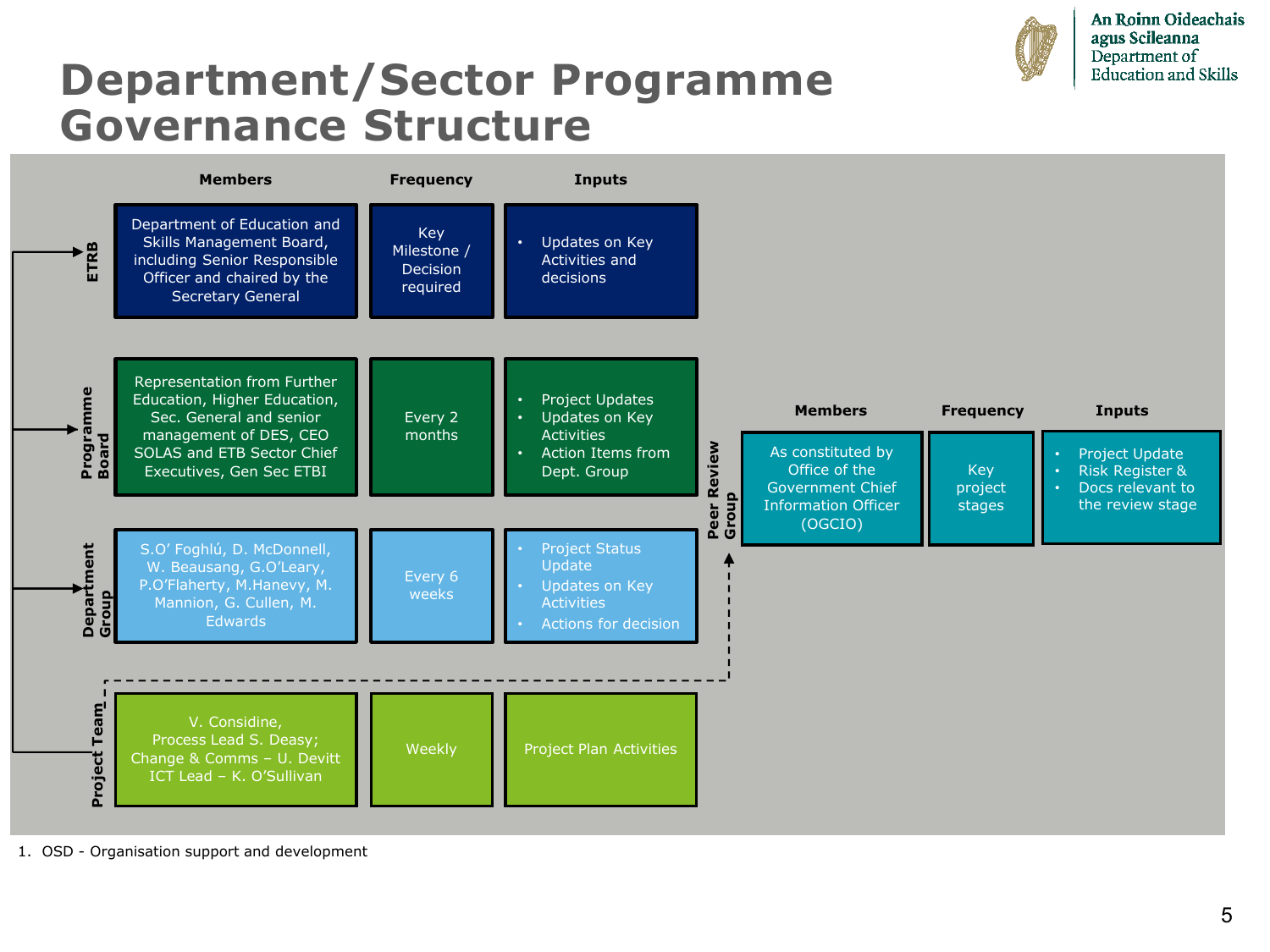# Department/Sector Programme Governance Structure

| | Members | Frequency | Inputs |
|---|---|---|---|
| ETRB | Department of Education and Skills Management Board, including Senior Responsible Officer and chaired by the Secretary General | Key Milestone / Decision required | • Updates on Key Activities and decisions |
| Programme Board | Representation from Further Education, Higher Education, Sec. General and senior management of DES, CEO SOLAS and ETB Sector Chief Executives, Gen Sec ETBI | Every 2 months | • Project Updates<br>• Updates on Key Activities<br>• Action Items from Dept. Group |
| Department Group | S.O' Foghlú, D. McDonnell, W. Beausang, G.O'Leary, P.O'Flaherty, M.Hanevy, M. Mannion, G. Cullen, M. Edwards | Every 6 weeks | • Project Status Update<br>• Updates on Key Activities<br>• Actions for decision |
| Project Team | V. Considine, Process Lead S. Deasy; Change & Comms – U. Devitt ICT Lead – K. O'Sullivan | Weekly | Project Plan Activities |

| | Members | Frequency | Inputs |
|---|---|---|---|
| Peer Review Group | As constituted by Office of the Government Chief Information Officer (OGCIO) | Key project stages | • Project Update<br>• Risk Register &<br>• Docs relevant to the review stage |

1. OSD - Organisation support and development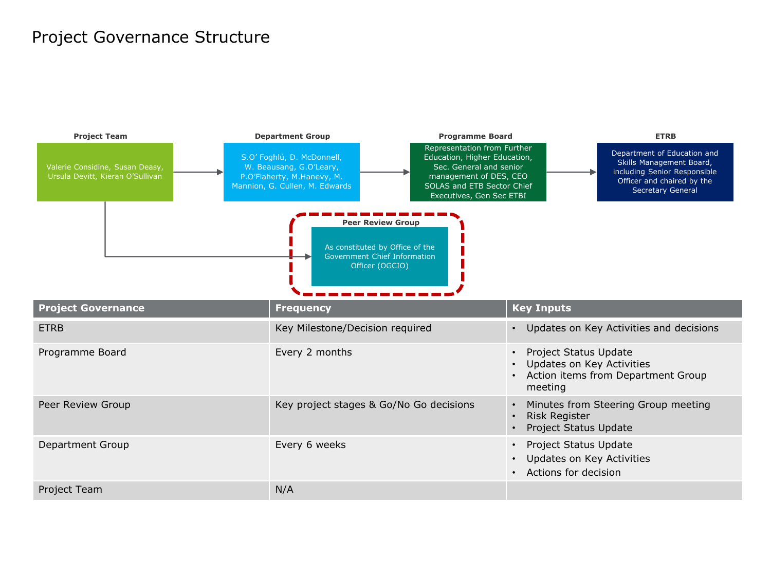# Project Governance Structure

**Project Team**

Valerie Considine, Susan Deasy, Ursula Devitt, Kieran O'Sullivan

**Department Group**

S.O' Foghlú, D. McDonnell, W. Beausang, G.O'Leary, P.O'Flaherty, M.Hanevy, M. Mannion, G. Cullen, M. Edwards

**Programme Board**

Representation from Further Education, Higher Education, Sec. General and senior management of DES, CEO SOLAS and ETB Sector Chief Executives, Gen Sec ETBI

**ETRB**

Department of Education and Skills Management Board, including Senior Responsible Officer and chaired by the Secretary General

**Peer Review Group**

As constituted by Office of the Government Chief Information Officer (OGCIO)

| Project Governance | Frequency | Key Inputs |
|---|---|---|
| ETRB | Key Milestone/Decision required | • Updates on Key Activities and decisions |
| Programme Board | Every 2 months | • Project Status Update<br>• Updates on Key Activities<br>• Action items from Department Group meeting |
| Peer Review Group | Key project stages & Go/No Go decisions | • Minutes from Steering Group meeting<br>• Risk Register<br>• Project Status Update |
| Department Group | Every 6 weeks | • Project Status Update<br>• Updates on Key Activities<br>• Actions for decision |
| Project Team | N/A | |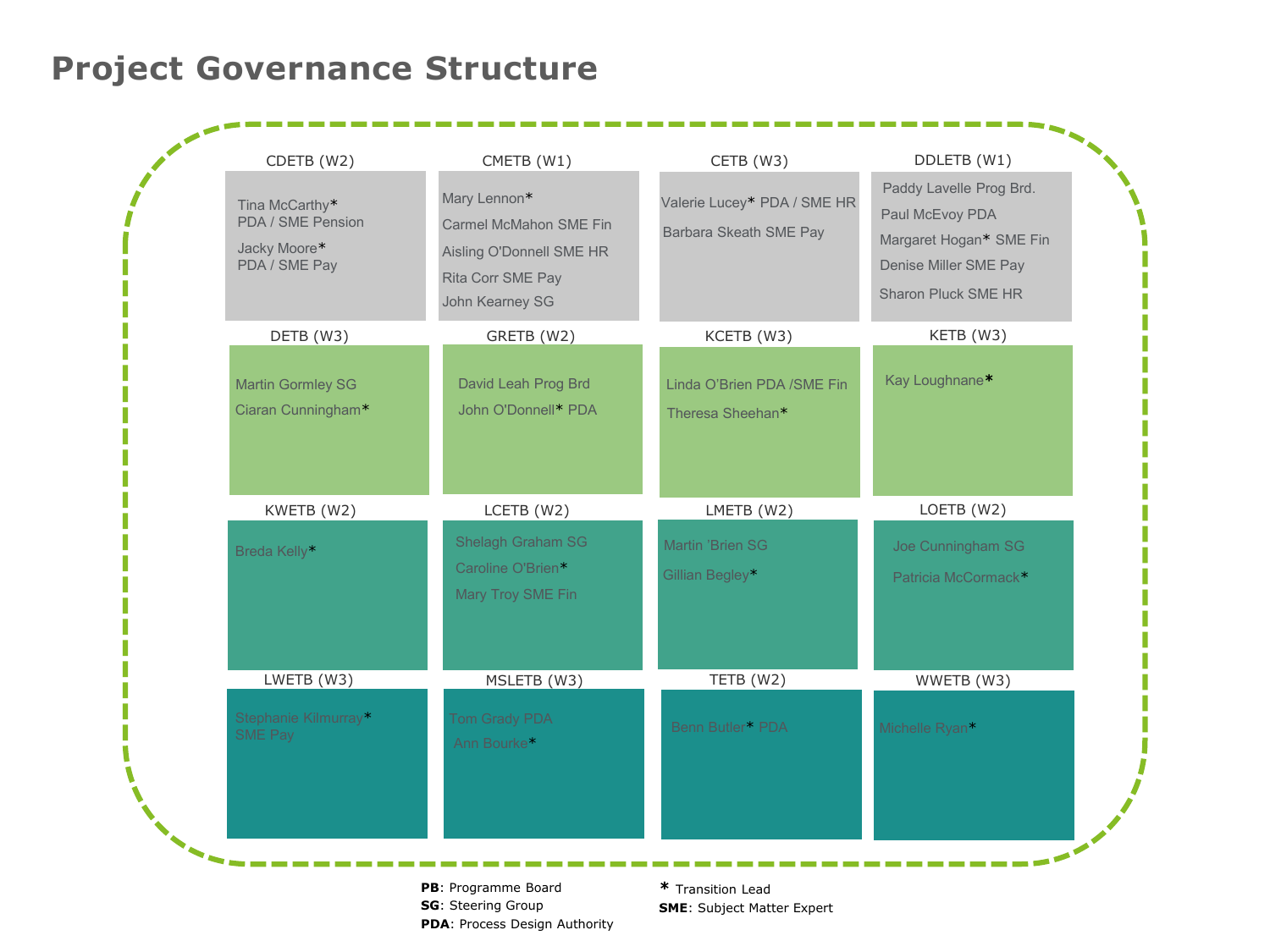# Project Governance Structure

### CDETB (W2)

- Tina McCarthy* PDA / SME Pension
- Jacky Moore* PDA / SME Pay

### CMETB (W1)

- Mary Lennon*
- Carmel McMahon SME Fin
- Aisling O'Donnell SME HR
- Rita Corr SME Pay
- John Kearney SG

### CETB (W3)

- Valerie Lucey* PDA / SME HR
- Barbara Skeath SME Pay

### DDLETB (W1)

- Paddy Lavelle Prog Brd.
- Paul McEvoy PDA
- Margaret Hogan* SME Fin
- Denise Miller SME Pay
- Sharon Pluck SME HR

### DETB (W3)

- Martin Gormley SG
- Ciaran Cunningham*

### GRETB (W2)

- David Leah Prog Brd
- John O'Donnell* PDA

### KCETB (W3)

- Linda O'Brien PDA /SME Fin
- Theresa Sheehan*

### KETB (W3)

- Kay Loughnane*

### KWETB (W2)

- Breda Kelly*

### LCETB (W2)

- Shelagh Graham SG
- Caroline O'Brien*
- Mary Troy SME Fin

### LMETB (W2)

- Martin 'Brien SG
- Gillian Begley*

### LOETB (W2)

- Joe Cunningham SG
- Patricia McCormack*

### LWETB (W3)

- Stephanie Kilmurray* SME Pay

### MSLETB (W3)

- Tom Grady PDA
- Ann Bourke*

### TETB (W2)

- Benn Butler* PDA

### WWETB (W3)

- Michelle Ryan*

**PB**: Programme Board
**SG**: Steering Group
**PDA**: Process Design Authority
* Transition Lead
**SME**: Subject Matter Expert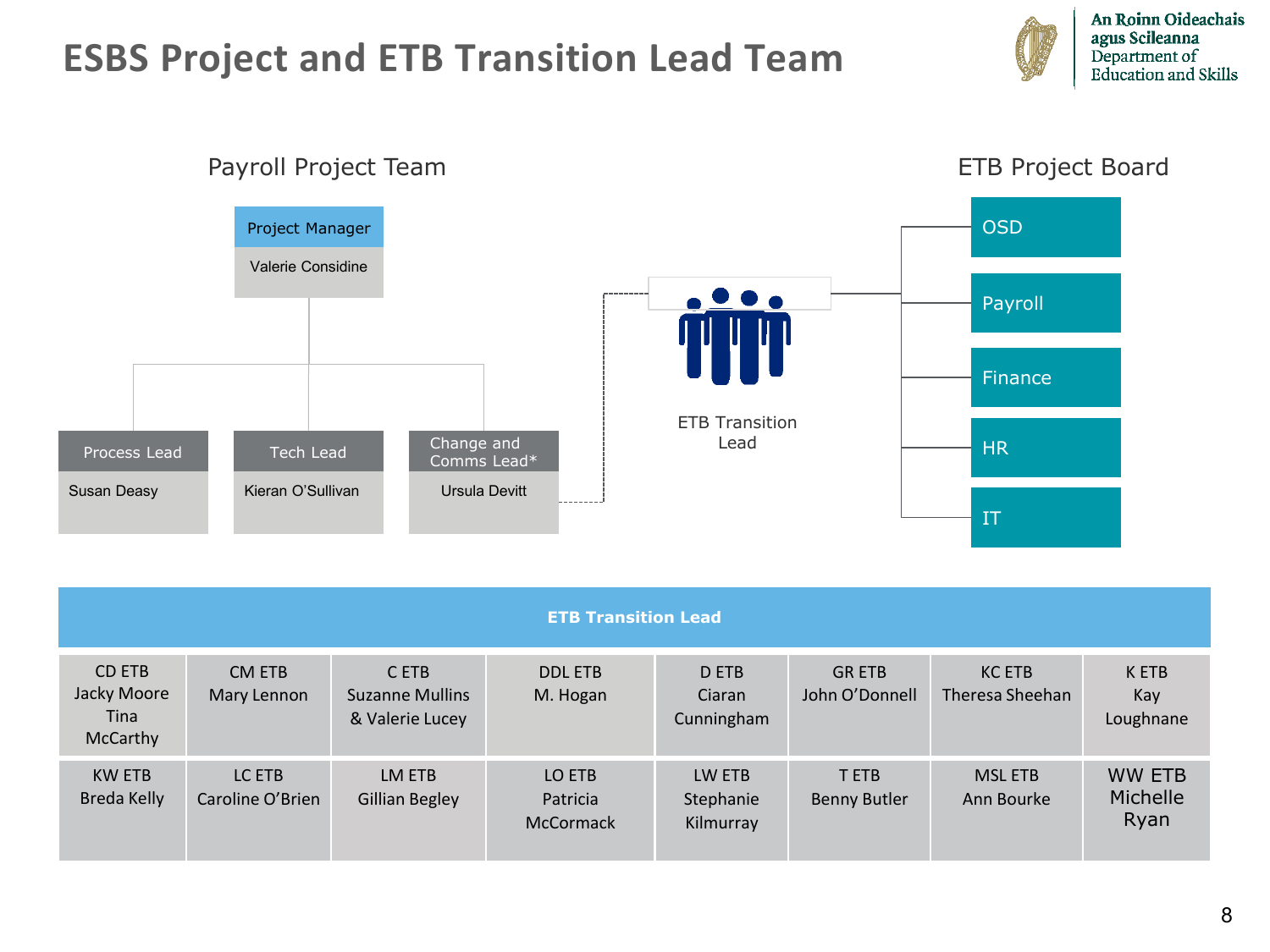# ESBS Project and ETB Transition Lead Team

An Roinn Oideachais agus Scileanna
Department of Education and Skills

## Payroll Project Team

**Project Manager**
Valerie Considine

- **Process Lead** – Susan Deasy
- **Tech Lead** – Kieran O'Sullivan
- **Change and Comms Lead*** – Ursula Devitt

ETB Transition Lead

## ETB Project Board

- OSD
- Payroll
- Finance
- HR
- IT

| ETB Transition Lead | | | | | | | |
|---|---|---|---|---|---|---|---|
| CD ETB<br>Jacky Moore<br>Tina McCarthy | CM ETB<br>Mary Lennon | C ETB<br>Suzanne Mullins & Valerie Lucey | DDL ETB<br>M. Hogan | D ETB<br>Ciaran Cunningham | GR ETB<br>John O'Donnell | KC ETB<br>Theresa Sheehan | K ETB<br>Kay Loughnane |
| KW ETB<br>Breda Kelly | LC ETB<br>Caroline O'Brien | LM ETB<br>Gillian Begley | LO ETB<br>Patricia McCormack | LW ETB<br>Stephanie Kilmurray | T ETB<br>Benny Butler | MSL ETB<br>Ann Bourke | WW ETB<br>Michelle Ryan |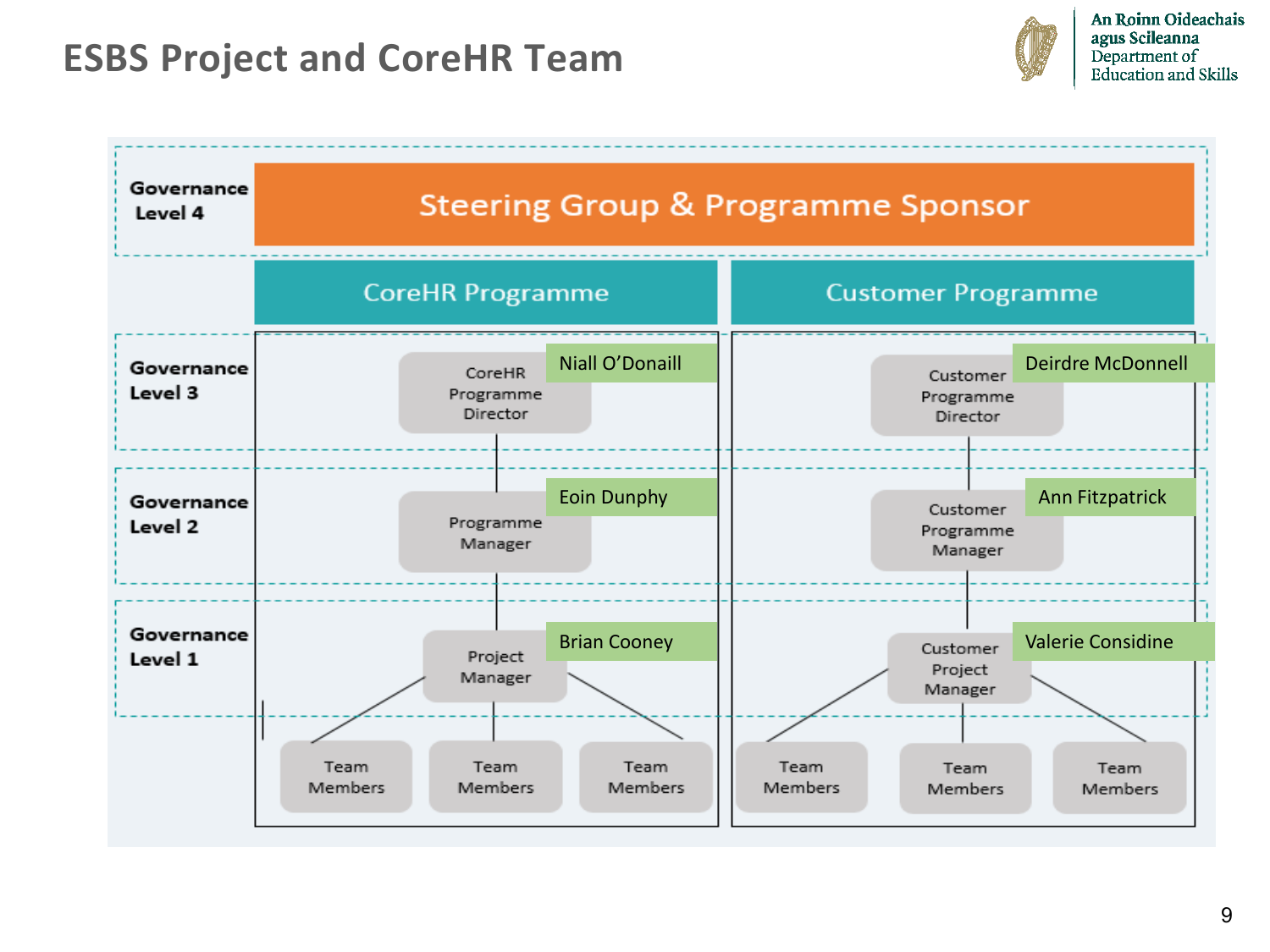# ESBS Project and CoreHR Team

An Roinn Oideachais agus Scileanna
Department of Education and Skills

**Governance Level 4**

Steering Group & Programme Sponsor

| | CoreHR Programme | Customer Programme |
|---|---|---|
| **Governance Level 3** | CoreHR Programme Director – Niall O'Donaill | Customer Programme Director – Deirdre McDonnell |
| **Governance Level 2** | Programme Manager – Eoin Dunphy | Customer Programme Manager – Ann Fitzpatrick |
| **Governance Level 1** | Project Manager – Brian Cooney | Customer Project Manager – Valerie Considine |
| | Team Members, Team Members, Team Members | Team Members, Team Members, Team Members |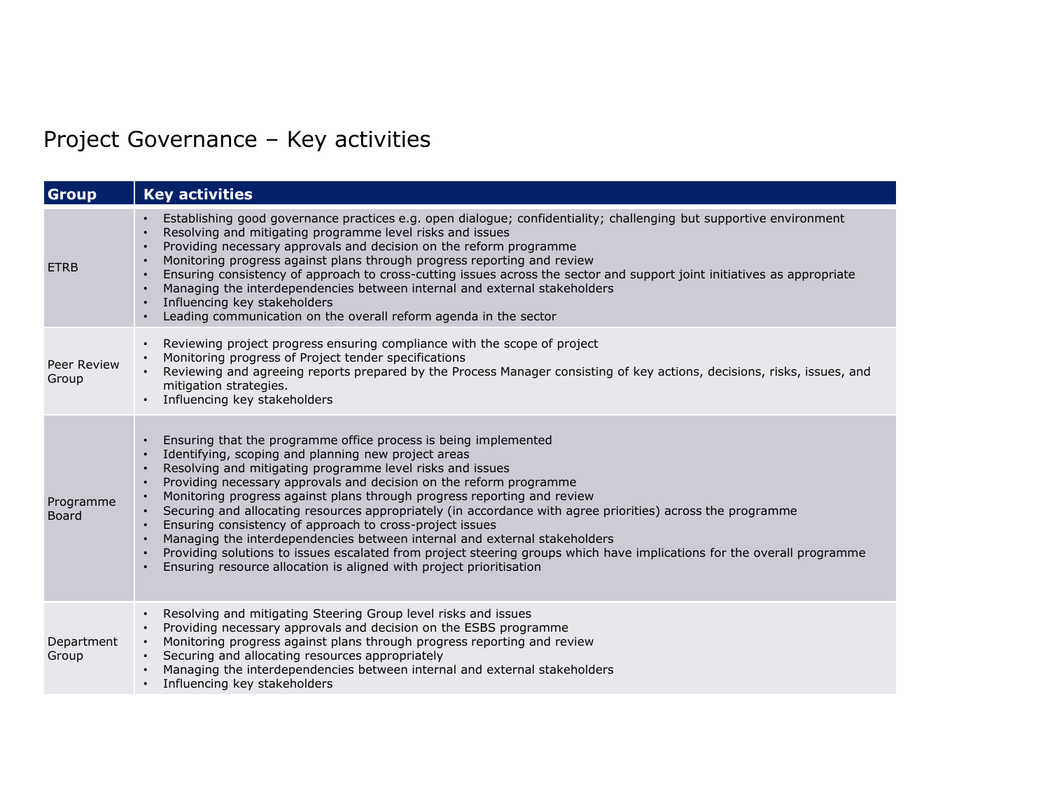# Project Governance – Key activities

| Group | Key activities |
| --- | --- |
| ETRB | • Establishing good governance practices e.g. open dialogue; confidentiality; challenging but supportive environment<br>• Resolving and mitigating programme level risks and issues<br>• Providing necessary approvals and decision on the reform programme<br>• Monitoring progress against plans through progress reporting and review<br>• Ensuring consistency of approach to cross-cutting issues across the sector and support joint initiatives as appropriate<br>• Managing the interdependencies between internal and external stakeholders<br>• Influencing key stakeholders<br>• Leading communication on the overall reform agenda in the sector |
| Peer Review Group | • Reviewing project progress ensuring compliance with the scope of project<br>• Monitoring progress of Project tender specifications<br>• Reviewing and agreeing reports prepared by the Process Manager consisting of key actions, decisions, risks, issues, and mitigation strategies.<br>• Influencing key stakeholders |
| Programme Board | • Ensuring that the programme office process is being implemented<br>• Identifying, scoping and planning new project areas<br>• Resolving and mitigating programme level risks and issues<br>• Providing necessary approvals and decision on the reform programme<br>• Monitoring progress against plans through progress reporting and review<br>• Securing and allocating resources appropriately (in accordance with agree priorities) across the programme<br>• Ensuring consistency of approach to cross-project issues<br>• Managing the interdependencies between internal and external stakeholders<br>• Providing solutions to issues escalated from project steering groups which have implications for the overall programme<br>• Ensuring resource allocation is aligned with project prioritisation |
| Department Group | • Resolving and mitigating Steering Group level risks and issues<br>• Providing necessary approvals and decision on the ESBS programme<br>• Monitoring progress against plans through progress reporting and review<br>• Securing and allocating resources appropriately<br>• Managing the interdependencies between internal and external stakeholders<br>• Influencing key stakeholders |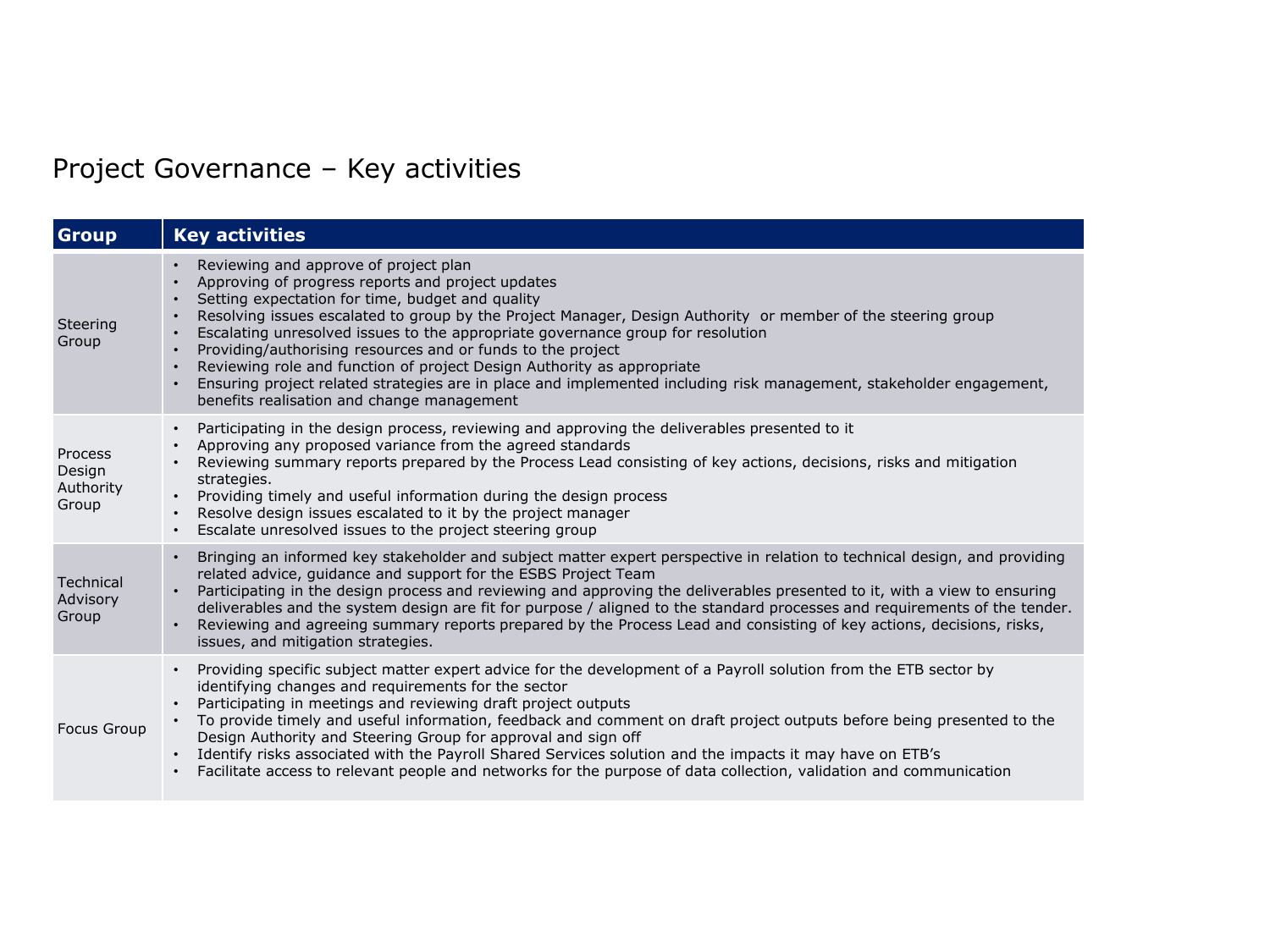# Project Governance – Key activities

| Group | Key activities |
|---|---|
| Steering Group | • Reviewing and approve of project plan<br>• Approving of progress reports and project updates<br>• Setting expectation for time, budget and quality<br>• Resolving issues escalated to group by the Project Manager, Design Authority or member of the steering group<br>• Escalating unresolved issues to the appropriate governance group for resolution<br>• Providing/authorising resources and or funds to the project<br>• Reviewing role and function of project Design Authority as appropriate<br>• Ensuring project related strategies are in place and implemented including risk management, stakeholder engagement, benefits realisation and change management |
| Process Design Authority Group | • Participating in the design process, reviewing and approving the deliverables presented to it<br>• Approving any proposed variance from the agreed standards<br>• Reviewing summary reports prepared by the Process Lead consisting of key actions, decisions, risks and mitigation strategies.<br>• Providing timely and useful information during the design process<br>• Resolve design issues escalated to it by the project manager<br>• Escalate unresolved issues to the project steering group |
| Technical Advisory Group | • Bringing an informed key stakeholder and subject matter expert perspective in relation to technical design, and providing related advice, guidance and support for the ESBS Project Team<br>• Participating in the design process and reviewing and approving the deliverables presented to it, with a view to ensuring deliverables and the system design are fit for purpose / aligned to the standard processes and requirements of the tender.<br>• Reviewing and agreeing summary reports prepared by the Process Lead and consisting of key actions, decisions, risks, issues, and mitigation strategies. |
| Focus Group | • Providing specific subject matter expert advice for the development of a Payroll solution from the ETB sector by identifying changes and requirements for the sector<br>• Participating in meetings and reviewing draft project outputs<br>• To provide timely and useful information, feedback and comment on draft project outputs before being presented to the Design Authority and Steering Group for approval and sign off<br>• Identify risks associated with the Payroll Shared Services solution and the impacts it may have on ETB's<br>• Facilitate access to relevant people and networks for the purpose of data collection, validation and communication |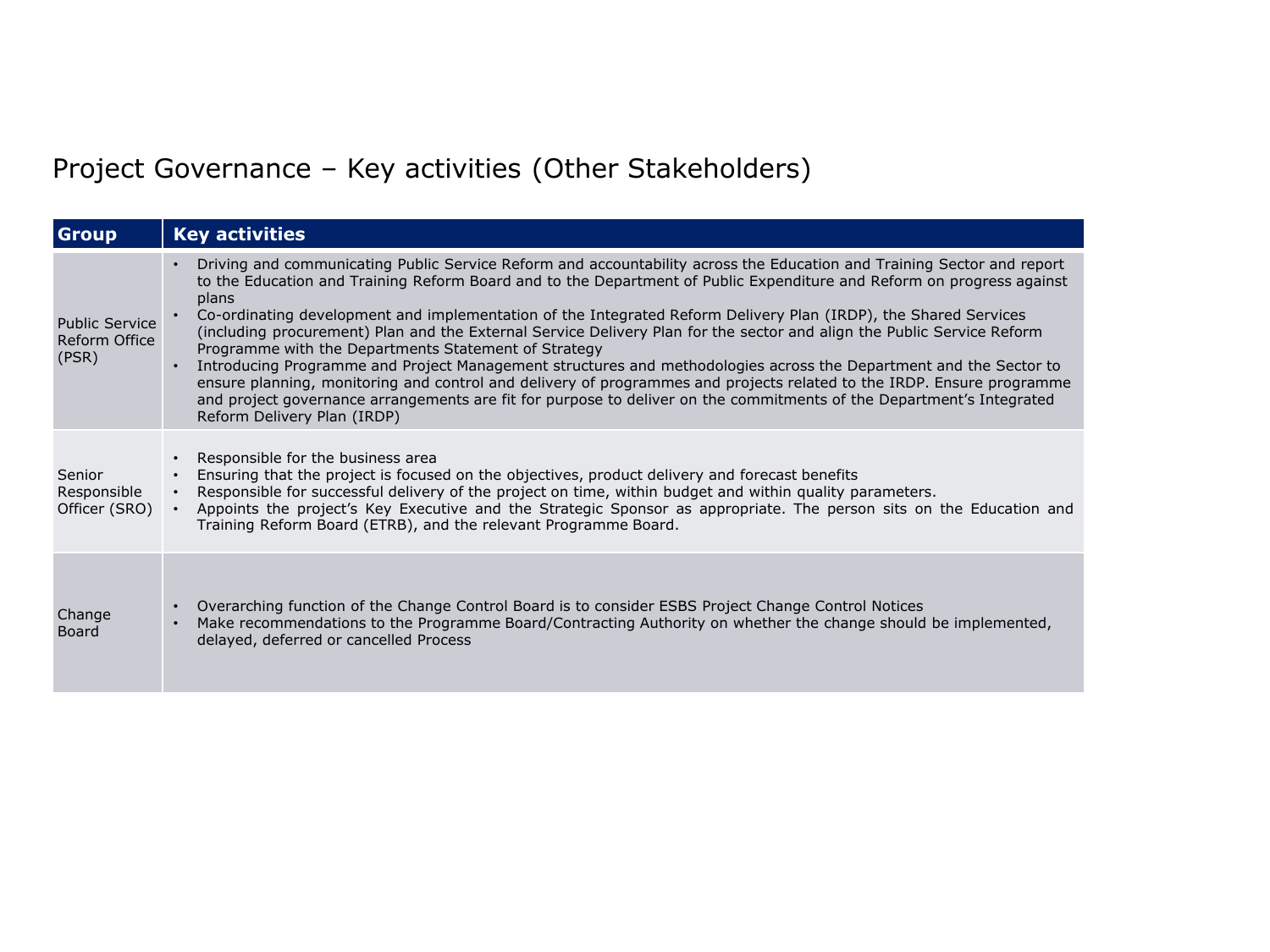# Project Governance – Key activities (Other Stakeholders)

| Group | Key activities |
|---|---|
| Public Service Reform Office (PSR) | • Driving and communicating Public Service Reform and accountability across the Education and Training Sector and report to the Education and Training Reform Board and to the Department of Public Expenditure and Reform on progress against plans<br>• Co-ordinating development and implementation of the Integrated Reform Delivery Plan (IRDP), the Shared Services (including procurement) Plan and the External Service Delivery Plan for the sector and align the Public Service Reform Programme with the Departments Statement of Strategy<br>• Introducing Programme and Project Management structures and methodologies across the Department and the Sector to ensure planning, monitoring and control and delivery of programmes and projects related to the IRDP. Ensure programme and project governance arrangements are fit for purpose to deliver on the commitments of the Department's Integrated Reform Delivery Plan (IRDP) |
| Senior Responsible Officer (SRO) | • Responsible for the business area<br>• Ensuring that the project is focused on the objectives, product delivery and forecast benefits<br>• Responsible for successful delivery of the project on time, within budget and within quality parameters.<br>• Appoints the project's Key Executive and the Strategic Sponsor as appropriate. The person sits on the Education and Training Reform Board (ETRB), and the relevant Programme Board. |
| Change Board | • Overarching function of the Change Control Board is to consider ESBS Project Change Control Notices<br>• Make recommendations to the Programme Board/Contracting Authority on whether the change should be implemented, delayed, deferred or cancelled Process |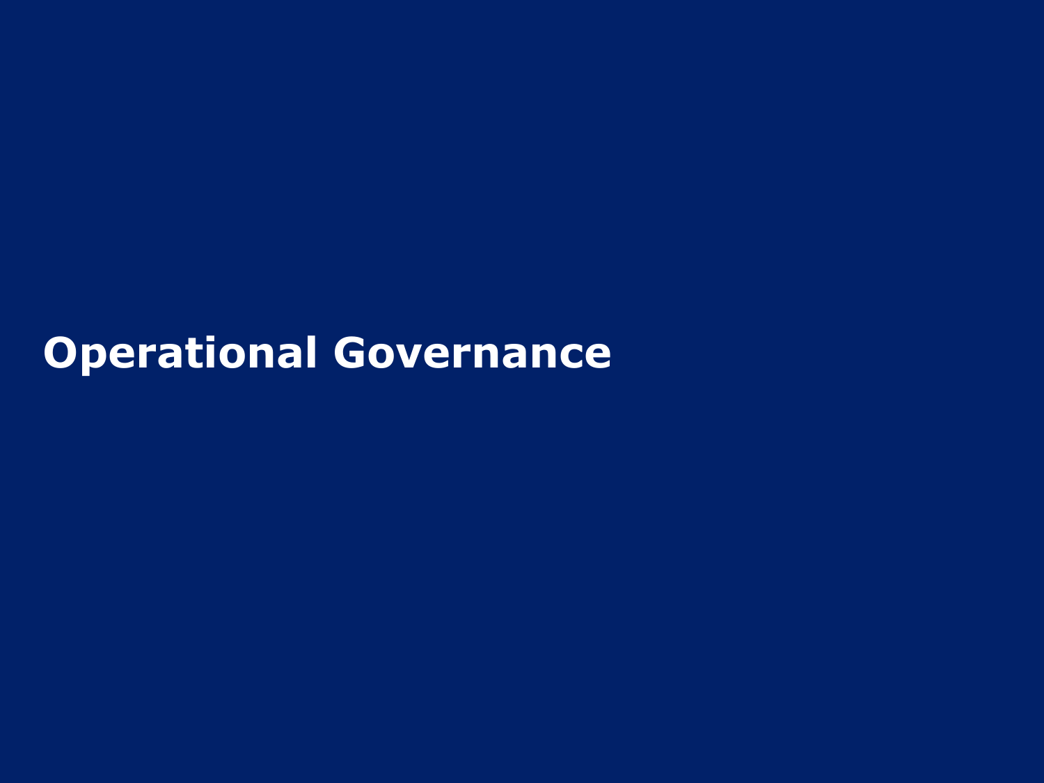# Operational Governance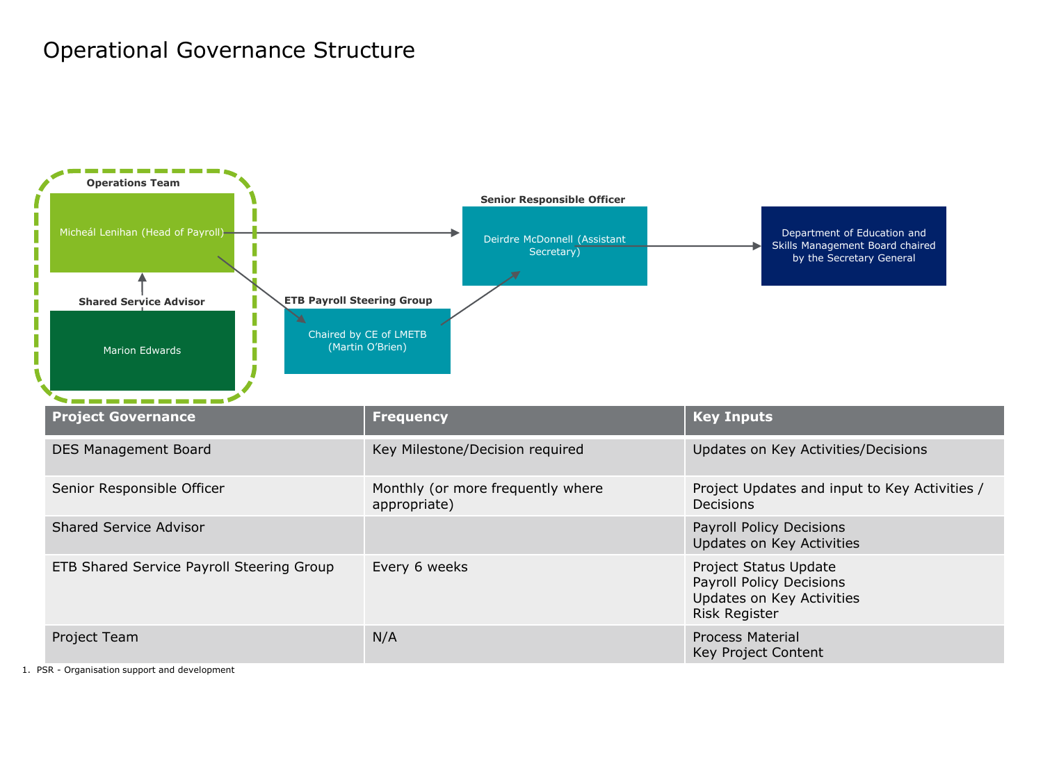# Operational Governance Structure

**Operations Team**

Micheál Lenihan (Head of Payroll)

**Shared Service Advisor**

Marion Edwards

**ETB Payroll Steering Group**

Chaired by CE of LMETB (Martin O'Brien)

**Senior Responsible Officer**

Deirdre McDonnell (Assistant Secretary)

Department of Education and Skills Management Board chaired by the Secretary General

| Project Governance | Frequency | Key Inputs |
|---|---|---|
| DES Management Board | Key Milestone/Decision required | Updates on Key Activities/Decisions |
| Senior Responsible Officer | Monthly (or more frequently where appropriate) | Project Updates and input to Key Activities / Decisions |
| Shared Service Advisor | | Payroll Policy Decisions<br>Updates on Key Activities |
| ETB Shared Service Payroll Steering Group | Every 6 weeks | Project Status Update<br>Payroll Policy Decisions<br>Updates on Key Activities<br>Risk Register |
| Project Team | N/A | Process Material<br>Key Project Content |

1. PSR - Organisation support and development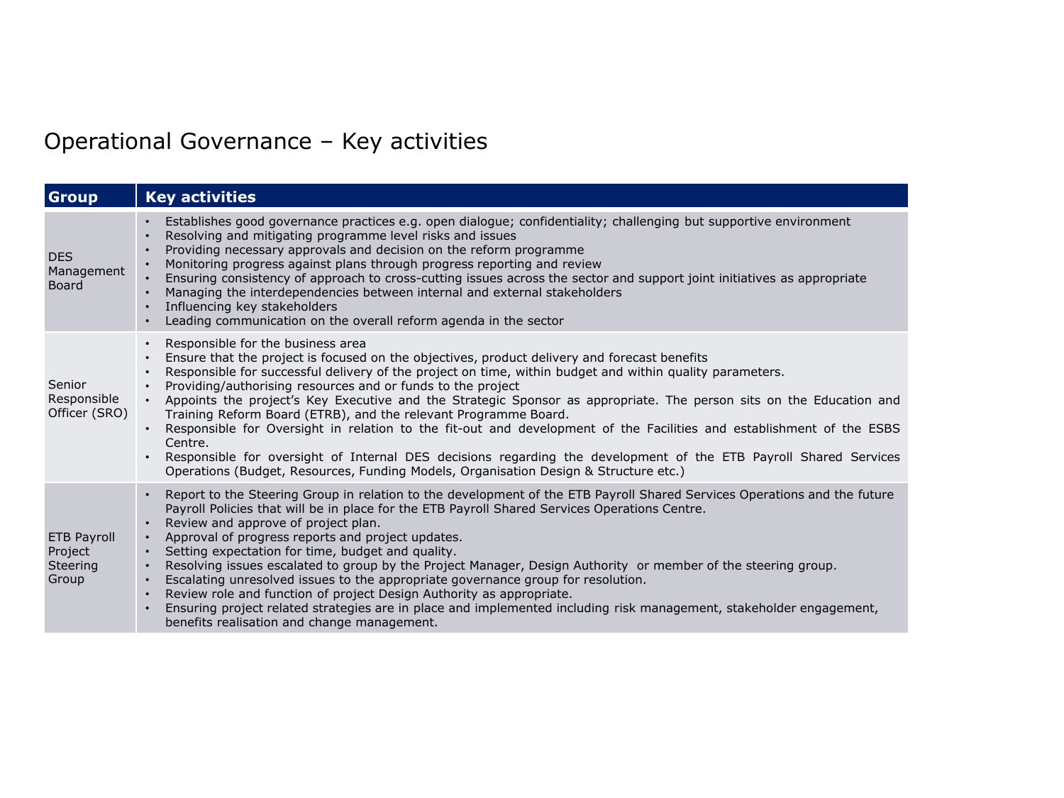# Operational Governance – Key activities

| Group | Key activities |
|---|---|
| DES Management Board | • Establishes good governance practices e.g. open dialogue; confidentiality; challenging but supportive environment<br>• Resolving and mitigating programme level risks and issues<br>• Providing necessary approvals and decision on the reform programme<br>• Monitoring progress against plans through progress reporting and review<br>• Ensuring consistency of approach to cross-cutting issues across the sector and support joint initiatives as appropriate<br>• Managing the interdependencies between internal and external stakeholders<br>• Influencing key stakeholders<br>• Leading communication on the overall reform agenda in the sector |
| Senior Responsible Officer (SRO) | • Responsible for the business area<br>• Ensure that the project is focused on the objectives, product delivery and forecast benefits<br>• Responsible for successful delivery of the project on time, within budget and within quality parameters.<br>• Providing/authorising resources and or funds to the project<br>• Appoints the project's Key Executive and the Strategic Sponsor as appropriate. The person sits on the Education and Training Reform Board (ETRB), and the relevant Programme Board.<br>• Responsible for Oversight in relation to the fit-out and development of the Facilities and establishment of the ESBS Centre.<br>• Responsible for oversight of Internal DES decisions regarding the development of the ETB Payroll Shared Services Operations (Budget, Resources, Funding Models, Organisation Design & Structure etc.) |
| ETB Payroll Project Steering Group | • Report to the Steering Group in relation to the development of the ETB Payroll Shared Services Operations and the future Payroll Policies that will be in place for the ETB Payroll Shared Services Operations Centre.<br>• Review and approve of project plan.<br>• Approval of progress reports and project updates.<br>• Setting expectation for time, budget and quality.<br>• Resolving issues escalated to group by the Project Manager, Design Authority or member of the steering group.<br>• Escalating unresolved issues to the appropriate governance group for resolution.<br>• Review role and function of project Design Authority as appropriate.<br>• Ensuring project related strategies are in place and implemented including risk management, stakeholder engagement, benefits realisation and change management. |